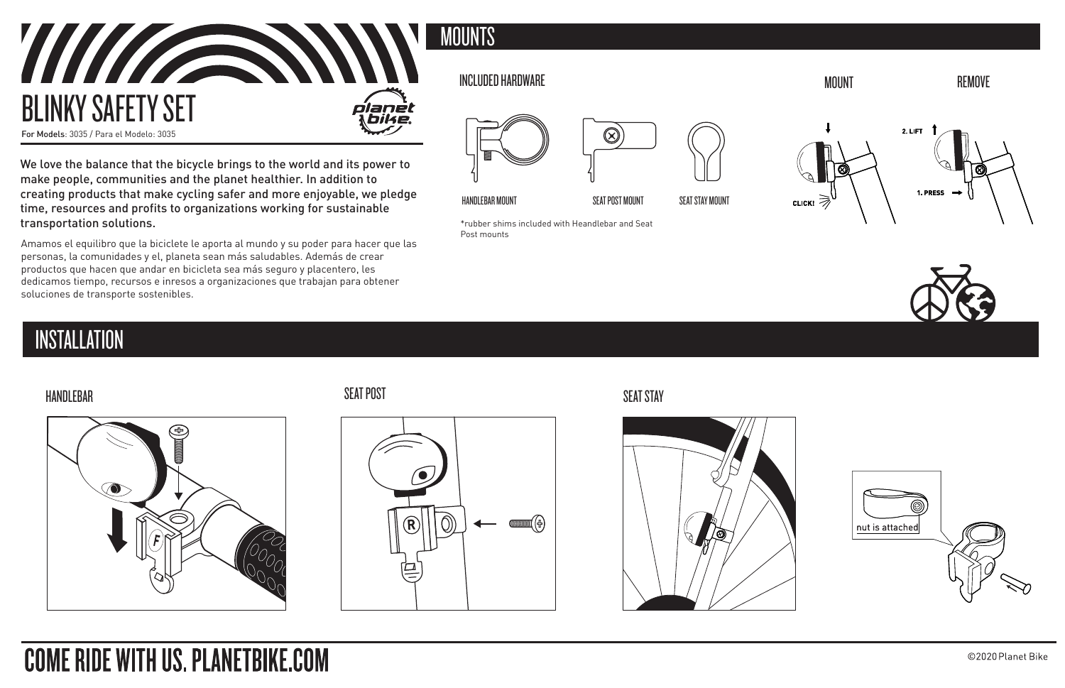# BLINKY SAFETY SET

For Models: 3035 / Para el Modelo: 3035

We love the balance that the bicycle brings to the world and its power to make people, communities and the planet healthier. In addition to creating products that make cycling safer and more enjoyable, we pledge time, resources and profits to organizations working for sustainable transportation solutions.

Amamos el equilibro que la biciclete le aporta al mundo y su poder para hacer que las personas, la comunidades y el, planeta sean más saludables. Además de crear productos que hacen que andar en bicicleta sea más seguro y placentero, les dedicamos tiempo, recursos e inresos a organizaciones que trabajan para obtener soluciones de transporte sostenibles.

## MOUNTS

### INCLUDED HARDWARE

HANDLEBAR MOUNT

SEAT POST MOUNT

SEAT STAY MOUNT

*rubber shims included with Heandlebar and Seat Post mounts

### MOUNT

CLICK!

### REMOVE

1. PRESS
2. LIFT

## INSTALLATION

### HANDLEBAR

### SEAT POST

### SEAT STAY

nut is attached

# COME RIDE WITH US. PLANETBIKE.COM

©2020 Planet Bike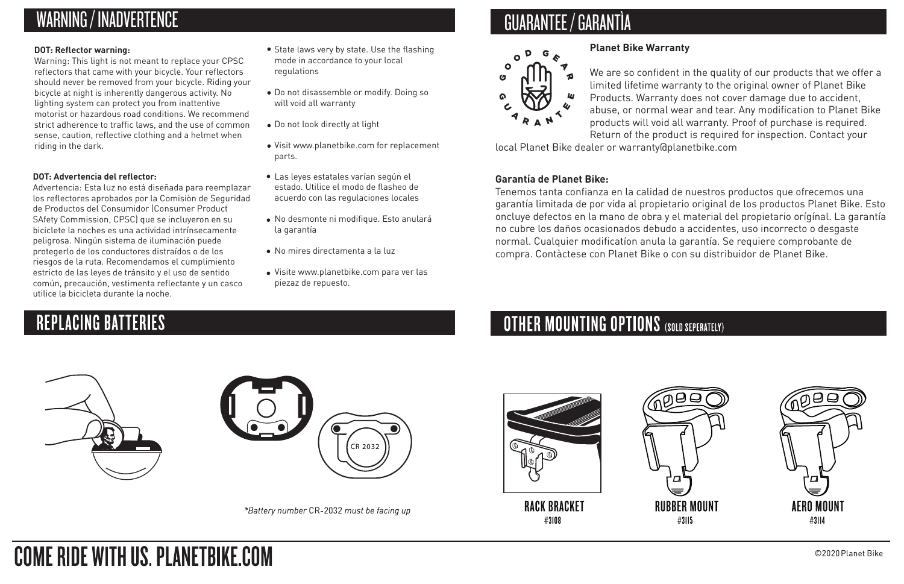# WARNING / INADVERTENCE

**DOT: Reflector warning:**

Warning: This light is not meant to replace your CPSC reflectors that came with your bicycle. Your reflectors should never be removed from your bicycle. Riding your bicycle at night is inherently dangerous activity. No lighting system can protect you from inattentive motorist or hazardous road conditions. We recommend strict adherence to traffic laws, and the use of common sense, caution, reflective clothing and a helmet when riding in the dark.

**DOT: Advertencia del reflector:**

Advertencia: Esta luz no está diseñada para reemplazar los reflectores aprobados por la Comisiòn de Seguridad de Productos del Consumidor (Consumer Product SAfety Commission, CPSC) que se incluyeron en su biciclete la noches es una actividad intrínsecamente peligrosa. Ningún sistema de iluminación puede protegerlo de los conductores distraídos o de los riesgos de la ruta. Recomendamos el cumplimiento estricto de las leyes de tránsito y el uso de sentido común, precaución, vestimenta reflectante y un casco utilice la bicicleta durante la noche.

- State laws very by state. Use the flashing mode in accordance to your local regulations
- Do not disassemble or modify. Doing so will void all warranty
- Do not look directly at light
- Visit www.planetbike.com for replacement parts.
- Las leyes estatales varían según el estado. Utilice el modo de flasheo de acuerdo con las regulaciones locales
- No desmonte ni modifique. Esto anulará la garantía
- No mires directamenta a la luz
- Visite www.planetbike.com para ver las piezaz de repuesto.

# GUARANTEE / GARANTÌA

GOOD GEAR GUARANTEE

**Planet Bike Warranty**

We are so confident in the quality of our products that we offer a limited lifetime warranty to the original owner of Planet Bike Products. Warranty does not cover damage due to accident, abuse, or normal wear and tear. Any modification to Planet Bike products will void all warranty. Proof of purchase is required. Return of the product is required for inspection. Contact your local Planet Bike dealer or warranty@planetbike.com

**Garantía de Planet Bike:**

Tenemos tanta confianza en la calidad de nuestros productos que ofrecemos una garantía limitada de por vida al propietario original de los productos Planet Bike. Esto oncluye defectos en la mano de obra y el material del propietario oríginal. La garantía no cubre los daños ocasionados debudo a accidentes, uso incorrecto o desgaste normal. Cualquier modificatíon anula la garantía. Se requiere comprobante de compra. Contàctese con Planet Bike o con su distribuidor de Planet Bike.

# REPLACING BATTERIES

CR 2032

*\*Battery number* CR-2032 *must be facing up*

# OTHER MOUNTING OPTIONS (SOLD SEPERATELY)

RACK BRACKET
#3108

RUBBER MOUNT
#3115

AERO MOUNT
#3114

# COME RIDE WITH US. PLANETBIKE.COM

©2020 Planet Bike